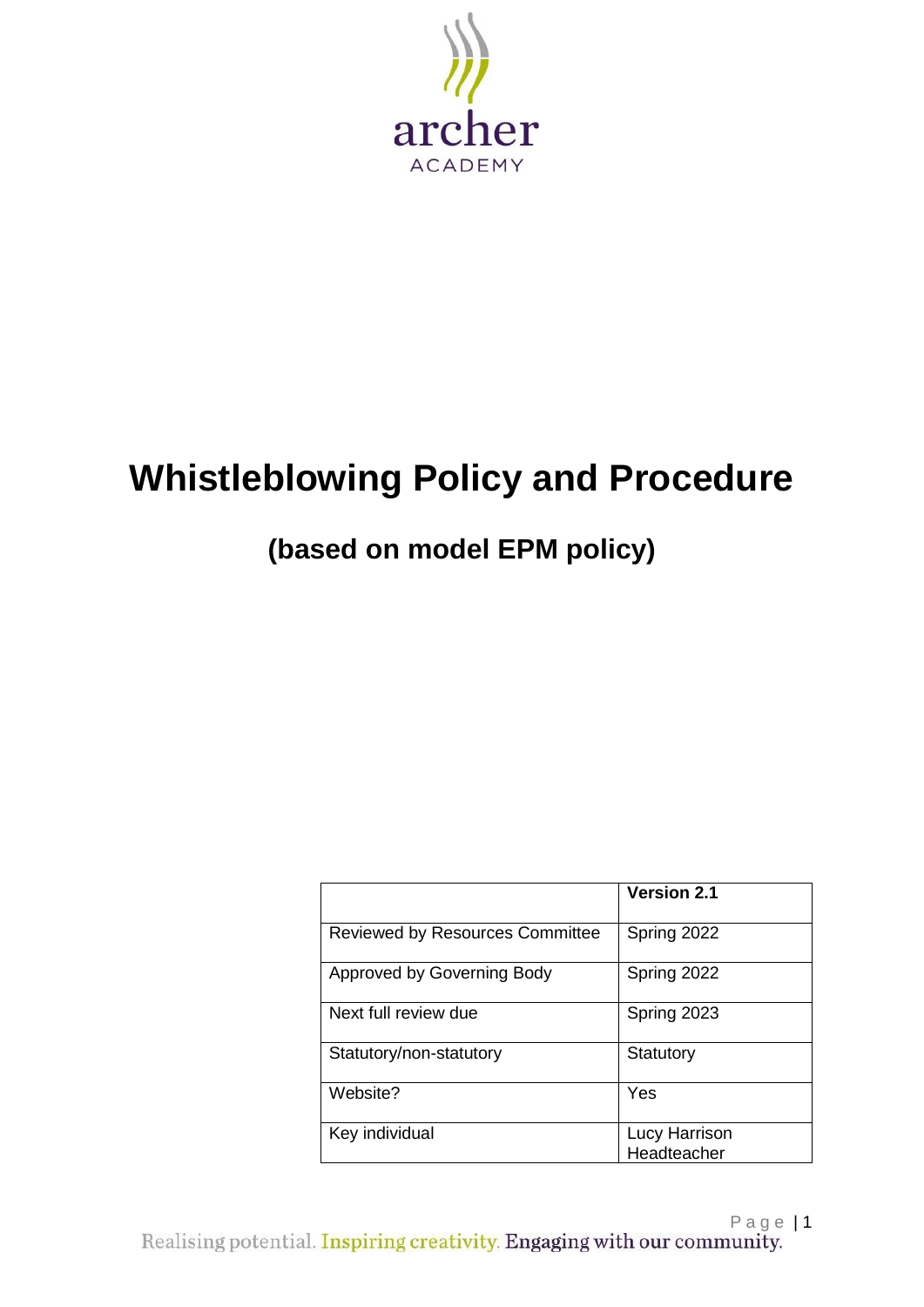archer
ACADEMY

# Whistleblowing Policy and Procedure

## (based on model EPM policy)

| | **Version 2.1** |
|---|---|
| Reviewed by Resources Committee | Spring 2022 |
| Approved by Governing Body | Spring 2022 |
| Next full review due | Spring 2023 |
| Statutory/non-statutory | Statutory |
| Website? | Yes |
| Key individual | Lucy Harrison Headteacher |

Realising potential. Inspiring creativity. Engaging with our community.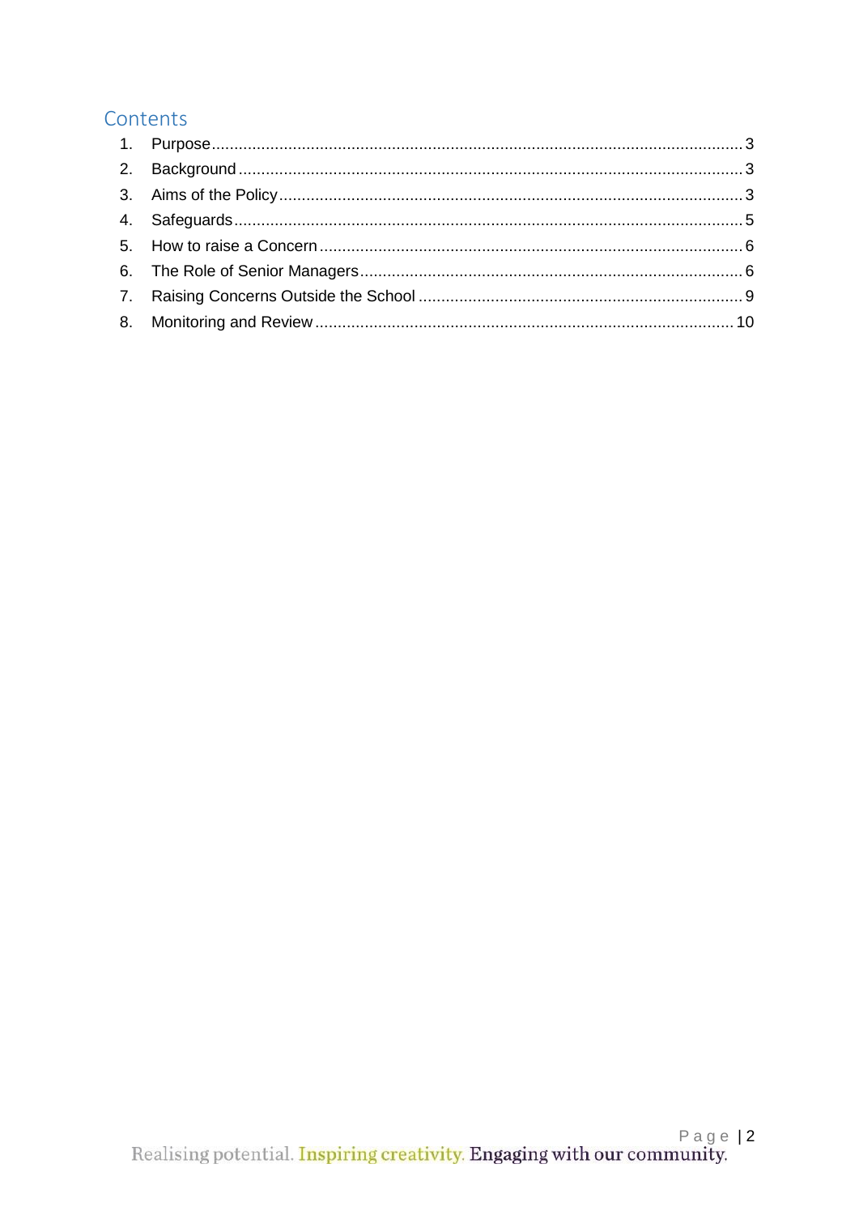## Contents

1. Purpose ........................................................................ 3
2. Background ........................................................................ 3
3. Aims of the Policy ........................................................................ 3
4. Safeguards ........................................................................ 5
5. How to raise a Concern ........................................................................ 6
6. The Role of Senior Managers ........................................................................ 6
7. Raising Concerns Outside the School ........................................................................ 9
8. Monitoring and Review ........................................................................ 10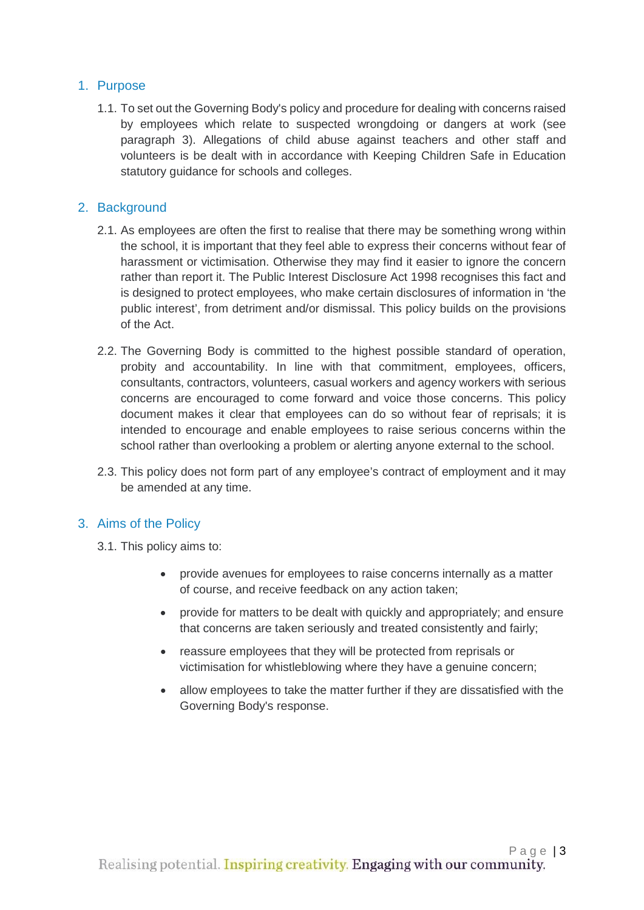## 1. Purpose

1.1. To set out the Governing Body's policy and procedure for dealing with concerns raised by employees which relate to suspected wrongdoing or dangers at work (see paragraph 3). Allegations of child abuse against teachers and other staff and volunteers is be dealt with in accordance with Keeping Children Safe in Education statutory guidance for schools and colleges.

## 2. Background

2.1. As employees are often the first to realise that there may be something wrong within the school, it is important that they feel able to express their concerns without fear of harassment or victimisation. Otherwise they may find it easier to ignore the concern rather than report it. The Public Interest Disclosure Act 1998 recognises this fact and is designed to protect employees, who make certain disclosures of information in 'the public interest', from detriment and/or dismissal. This policy builds on the provisions of the Act.

2.2. The Governing Body is committed to the highest possible standard of operation, probity and accountability. In line with that commitment, employees, officers, consultants, contractors, volunteers, casual workers and agency workers with serious concerns are encouraged to come forward and voice those concerns. This policy document makes it clear that employees can do so without fear of reprisals; it is intended to encourage and enable employees to raise serious concerns within the school rather than overlooking a problem or alerting anyone external to the school.

2.3. This policy does not form part of any employee's contract of employment and it may be amended at any time.

## 3. Aims of the Policy

3.1. This policy aims to:

- provide avenues for employees to raise concerns internally as a matter of course, and receive feedback on any action taken;
- provide for matters to be dealt with quickly and appropriately; and ensure that concerns are taken seriously and treated consistently and fairly;
- reassure employees that they will be protected from reprisals or victimisation for whistleblowing where they have a genuine concern;
- allow employees to take the matter further if they are dissatisfied with the Governing Body's response.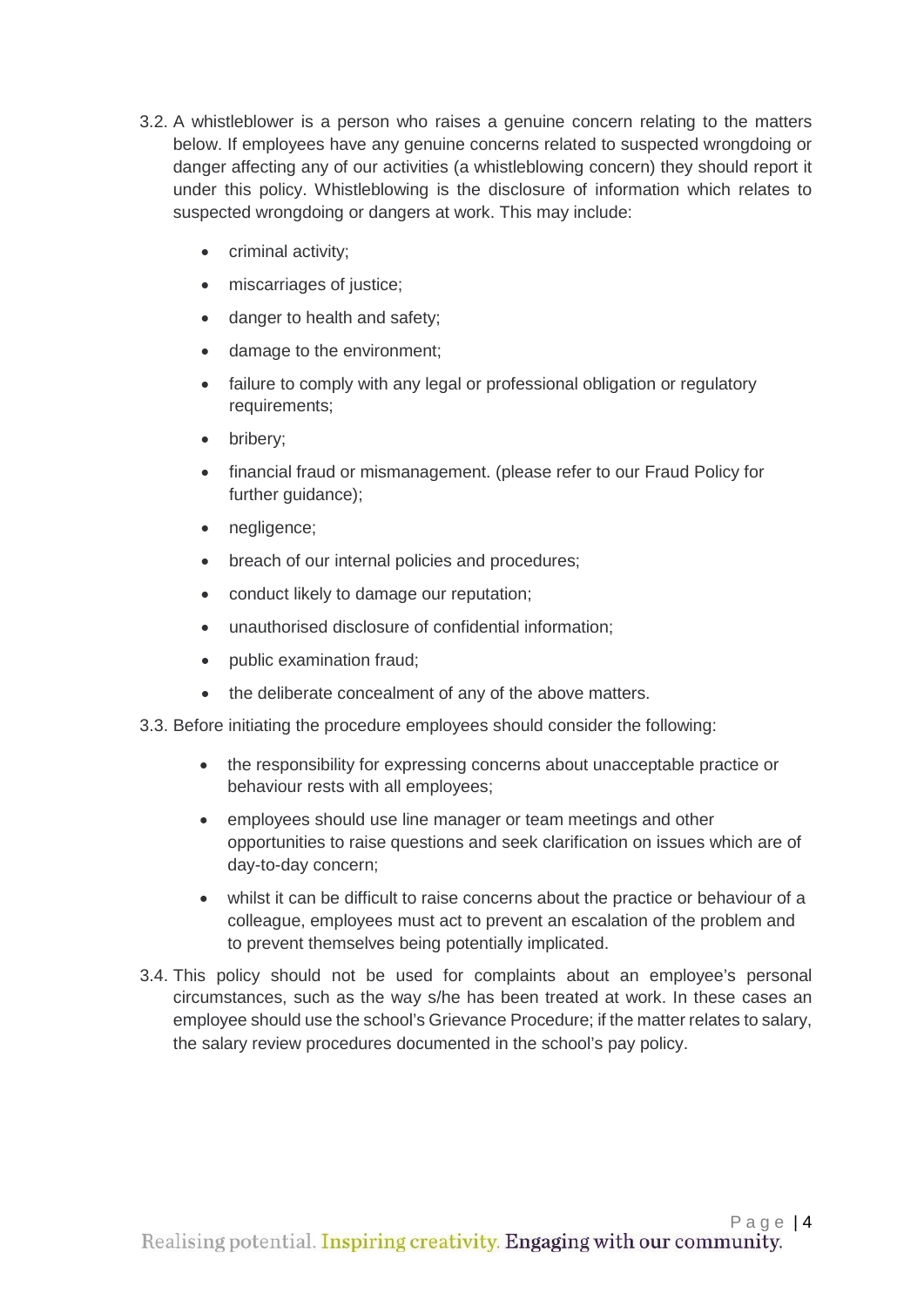3.2. A whistleblower is a person who raises a genuine concern relating to the matters below. If employees have any genuine concerns related to suspected wrongdoing or danger affecting any of our activities (a whistleblowing concern) they should report it under this policy. Whistleblowing is the disclosure of information which relates to suspected wrongdoing or dangers at work. This may include:

- criminal activity;
- miscarriages of justice;
- danger to health and safety;
- damage to the environment;
- failure to comply with any legal or professional obligation or regulatory requirements;
- bribery;
- financial fraud or mismanagement. (please refer to our Fraud Policy for further guidance);
- negligence;
- breach of our internal policies and procedures;
- conduct likely to damage our reputation;
- unauthorised disclosure of confidential information;
- public examination fraud;
- the deliberate concealment of any of the above matters.

3.3. Before initiating the procedure employees should consider the following:

- the responsibility for expressing concerns about unacceptable practice or behaviour rests with all employees;
- employees should use line manager or team meetings and other opportunities to raise questions and seek clarification on issues which are of day-to-day concern;
- whilst it can be difficult to raise concerns about the practice or behaviour of a colleague, employees must act to prevent an escalation of the problem and to prevent themselves being potentially implicated.

3.4. This policy should not be used for complaints about an employee's personal circumstances, such as the way s/he has been treated at work. In these cases an employee should use the school's Grievance Procedure; if the matter relates to salary, the salary review procedures documented in the school's pay policy.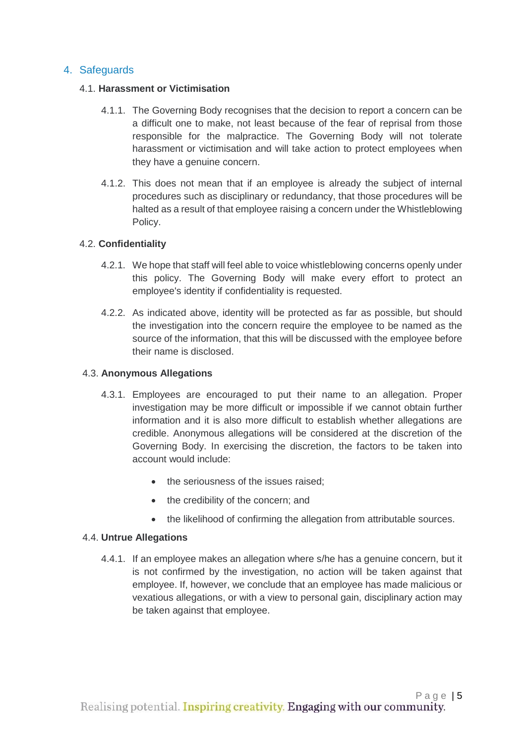## 4. Safeguards

### 4.1. Harassment or Victimisation

4.1.1. The Governing Body recognises that the decision to report a concern can be a difficult one to make, not least because of the fear of reprisal from those responsible for the malpractice. The Governing Body will not tolerate harassment or victimisation and will take action to protect employees when they have a genuine concern.

4.1.2. This does not mean that if an employee is already the subject of internal procedures such as disciplinary or redundancy, that those procedures will be halted as a result of that employee raising a concern under the Whistleblowing Policy.

### 4.2. Confidentiality

4.2.1. We hope that staff will feel able to voice whistleblowing concerns openly under this policy. The Governing Body will make every effort to protect an employee's identity if confidentiality is requested.

4.2.2. As indicated above, identity will be protected as far as possible, but should the investigation into the concern require the employee to be named as the source of the information, that this will be discussed with the employee before their name is disclosed.

### 4.3. Anonymous Allegations

4.3.1. Employees are encouraged to put their name to an allegation. Proper investigation may be more difficult or impossible if we cannot obtain further information and it is also more difficult to establish whether allegations are credible. Anonymous allegations will be considered at the discretion of the Governing Body. In exercising the discretion, the factors to be taken into account would include:

- the seriousness of the issues raised;
- the credibility of the concern; and
- the likelihood of confirming the allegation from attributable sources.

### 4.4. Untrue Allegations

4.4.1. If an employee makes an allegation where s/he has a genuine concern, but it is not confirmed by the investigation, no action will be taken against that employee. If, however, we conclude that an employee has made malicious or vexatious allegations, or with a view to personal gain, disciplinary action may be taken against that employee.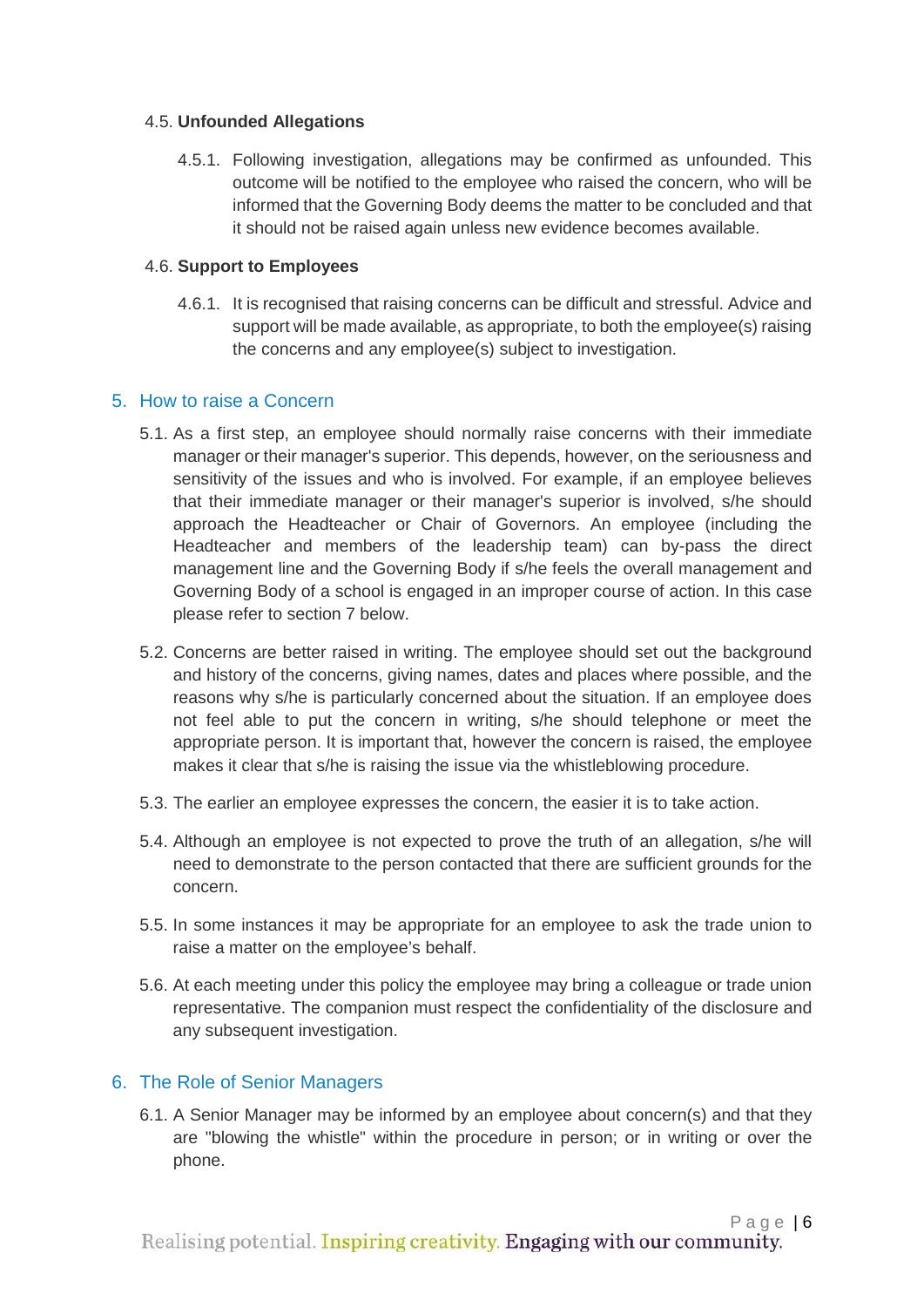### 4.5. **Unfounded Allegations**

4.5.1. Following investigation, allegations may be confirmed as unfounded. This outcome will be notified to the employee who raised the concern, who will be informed that the Governing Body deems the matter to be concluded and that it should not be raised again unless new evidence becomes available.

### 4.6. **Support to Employees**

4.6.1. It is recognised that raising concerns can be difficult and stressful. Advice and support will be made available, as appropriate, to both the employee(s) raising the concerns and any employee(s) subject to investigation.

## 5. How to raise a Concern

5.1. As a first step, an employee should normally raise concerns with their immediate manager or their manager's superior. This depends, however, on the seriousness and sensitivity of the issues and who is involved. For example, if an employee believes that their immediate manager or their manager's superior is involved, s/he should approach the Headteacher or Chair of Governors. An employee (including the Headteacher and members of the leadership team) can by-pass the direct management line and the Governing Body if s/he feels the overall management and Governing Body of a school is engaged in an improper course of action. In this case please refer to section 7 below.

5.2. Concerns are better raised in writing. The employee should set out the background and history of the concerns, giving names, dates and places where possible, and the reasons why s/he is particularly concerned about the situation. If an employee does not feel able to put the concern in writing, s/he should telephone or meet the appropriate person. It is important that, however the concern is raised, the employee makes it clear that s/he is raising the issue via the whistleblowing procedure.

5.3. The earlier an employee expresses the concern, the easier it is to take action.

5.4. Although an employee is not expected to prove the truth of an allegation, s/he will need to demonstrate to the person contacted that there are sufficient grounds for the concern.

5.5. In some instances it may be appropriate for an employee to ask the trade union to raise a matter on the employee's behalf.

5.6. At each meeting under this policy the employee may bring a colleague or trade union representative. The companion must respect the confidentiality of the disclosure and any subsequent investigation.

## 6. The Role of Senior Managers

6.1. A Senior Manager may be informed by an employee about concern(s) and that they are "blowing the whistle" within the procedure in person; or in writing or over the phone.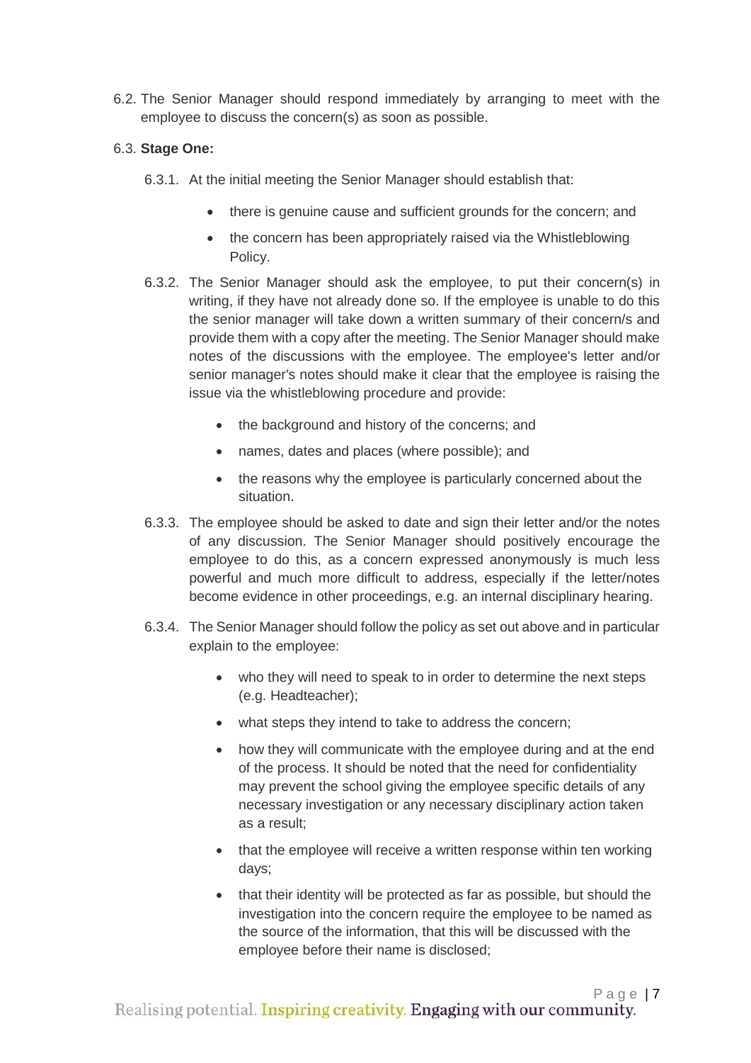6.2. The Senior Manager should respond immediately by arranging to meet with the employee to discuss the concern(s) as soon as possible.

6.3. **Stage One:**

6.3.1. At the initial meeting the Senior Manager should establish that:

- there is genuine cause and sufficient grounds for the concern; and
- the concern has been appropriately raised via the Whistleblowing Policy.

6.3.2. The Senior Manager should ask the employee, to put their concern(s) in writing, if they have not already done so. If the employee is unable to do this the senior manager will take down a written summary of their concern/s and provide them with a copy after the meeting. The Senior Manager should make notes of the discussions with the employee. The employee's letter and/or senior manager's notes should make it clear that the employee is raising the issue via the whistleblowing procedure and provide:

- the background and history of the concerns; and
- names, dates and places (where possible); and
- the reasons why the employee is particularly concerned about the situation.

6.3.3. The employee should be asked to date and sign their letter and/or the notes of any discussion. The Senior Manager should positively encourage the employee to do this, as a concern expressed anonymously is much less powerful and much more difficult to address, especially if the letter/notes become evidence in other proceedings, e.g. an internal disciplinary hearing.

6.3.4. The Senior Manager should follow the policy as set out above and in particular explain to the employee:

- who they will need to speak to in order to determine the next steps (e.g. Headteacher);
- what steps they intend to take to address the concern;
- how they will communicate with the employee during and at the end of the process. It should be noted that the need for confidentiality may prevent the school giving the employee specific details of any necessary investigation or any necessary disciplinary action taken as a result;
- that the employee will receive a written response within ten working days;
- that their identity will be protected as far as possible, but should the investigation into the concern require the employee to be named as the source of the information, that this will be discussed with the employee before their name is disclosed;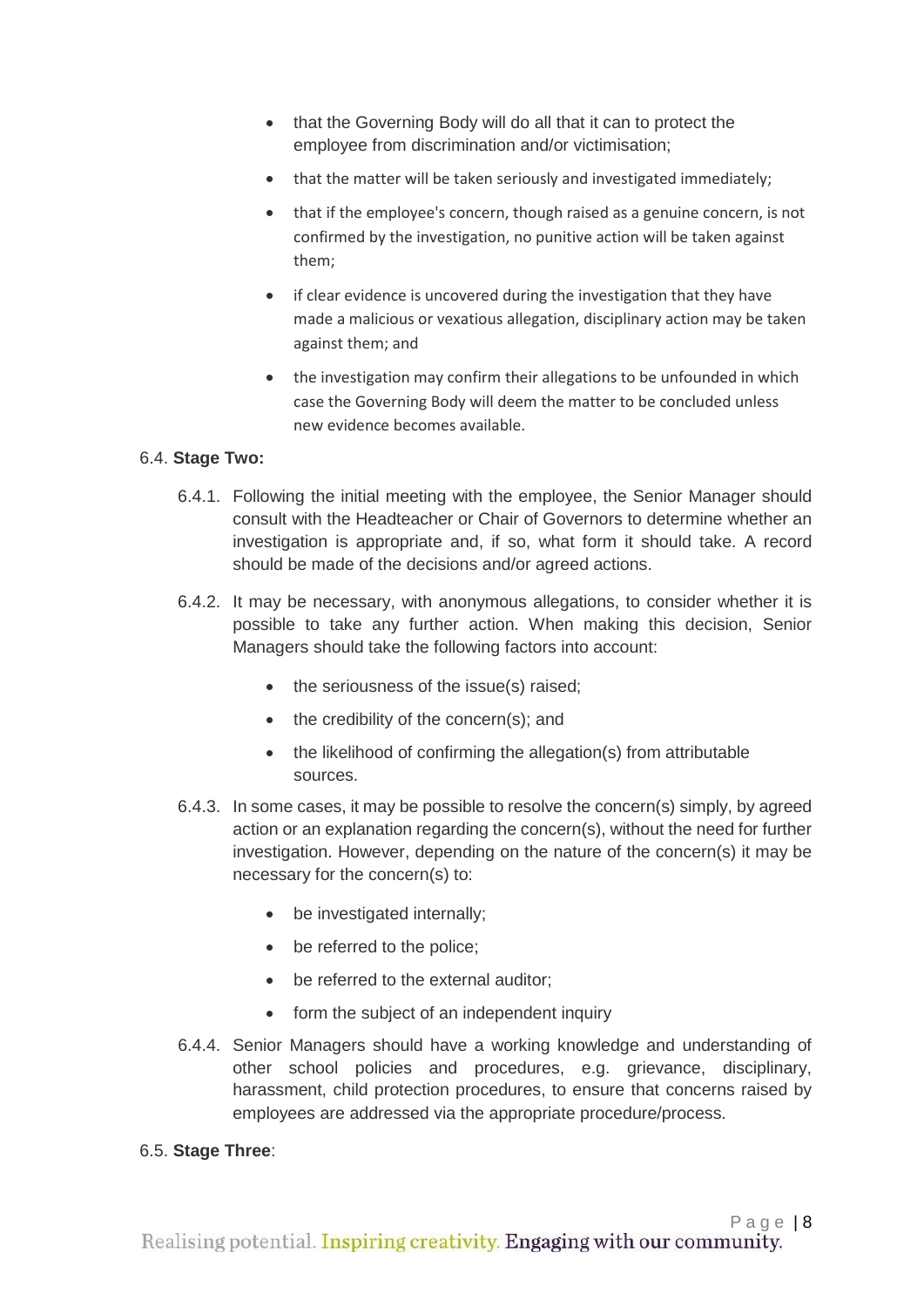- that the Governing Body will do all that it can to protect the employee from discrimination and/or victimisation;
- that the matter will be taken seriously and investigated immediately;
- that if the employee's concern, though raised as a genuine concern, is not confirmed by the investigation, no punitive action will be taken against them;
- if clear evidence is uncovered during the investigation that they have made a malicious or vexatious allegation, disciplinary action may be taken against them; and
- the investigation may confirm their allegations to be unfounded in which case the Governing Body will deem the matter to be concluded unless new evidence becomes available.

6.4. **Stage Two:**

6.4.1. Following the initial meeting with the employee, the Senior Manager should consult with the Headteacher or Chair of Governors to determine whether an investigation is appropriate and, if so, what form it should take. A record should be made of the decisions and/or agreed actions.

6.4.2. It may be necessary, with anonymous allegations, to consider whether it is possible to take any further action. When making this decision, Senior Managers should take the following factors into account:

- the seriousness of the issue(s) raised;
- the credibility of the concern(s); and
- the likelihood of confirming the allegation(s) from attributable sources.

6.4.3. In some cases, it may be possible to resolve the concern(s) simply, by agreed action or an explanation regarding the concern(s), without the need for further investigation. However, depending on the nature of the concern(s) it may be necessary for the concern(s) to:

- be investigated internally;
- be referred to the police;
- be referred to the external auditor;
- form the subject of an independent inquiry

6.4.4. Senior Managers should have a working knowledge and understanding of other school policies and procedures, e.g. grievance, disciplinary, harassment, child protection procedures, to ensure that concerns raised by employees are addressed via the appropriate procedure/process.

6.5. **Stage Three**: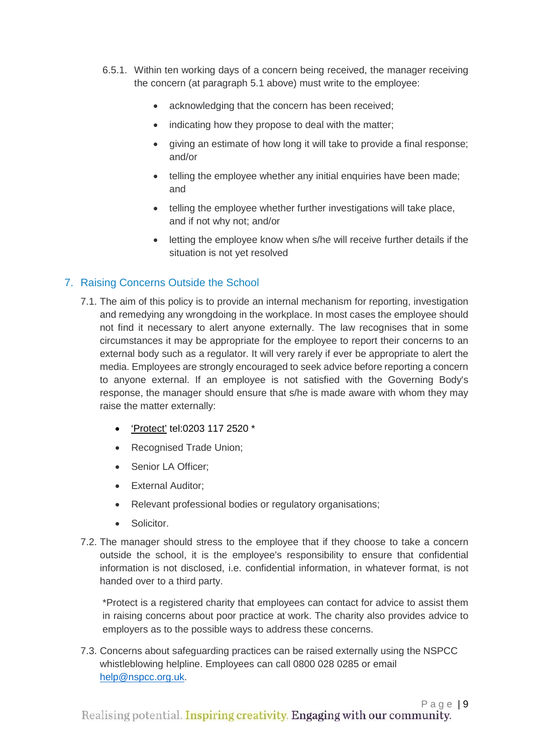6.5.1. Within ten working days of a concern being received, the manager receiving the concern (at paragraph 5.1 above) must write to the employee:

- acknowledging that the concern has been received;
- indicating how they propose to deal with the matter;
- giving an estimate of how long it will take to provide a final response; and/or
- telling the employee whether any initial enquiries have been made; and
- telling the employee whether further investigations will take place, and if not why not; and/or
- letting the employee know when s/he will receive further details if the situation is not yet resolved

## 7. Raising Concerns Outside the School

7.1. The aim of this policy is to provide an internal mechanism for reporting, investigation and remedying any wrongdoing in the workplace. In most cases the employee should not find it necessary to alert anyone externally. The law recognises that in some circumstances it may be appropriate for the employee to report their concerns to an external body such as a regulator. It will very rarely if ever be appropriate to alert the media. Employees are strongly encouraged to seek advice before reporting a concern to anyone external. If an employee is not satisfied with the Governing Body's response, the manager should ensure that s/he is made aware with whom they may raise the matter externally:

- 'Protect' tel:0203 117 2520 *
- Recognised Trade Union;
- Senior LA Officer;
- External Auditor;
- Relevant professional bodies or regulatory organisations;
- Solicitor.

7.2. The manager should stress to the employee that if they choose to take a concern outside the school, it is the employee's responsibility to ensure that confidential information is not disclosed, i.e. confidential information, in whatever format, is not handed over to a third party.

*Protect is a registered charity that employees can contact for advice to assist them in raising concerns about poor practice at work. The charity also provides advice to employers as to the possible ways to address these concerns.

7.3. Concerns about safeguarding practices can be raised externally using the NSPCC whistleblowing helpline. Employees can call 0800 028 0285 or email help@nspcc.org.uk.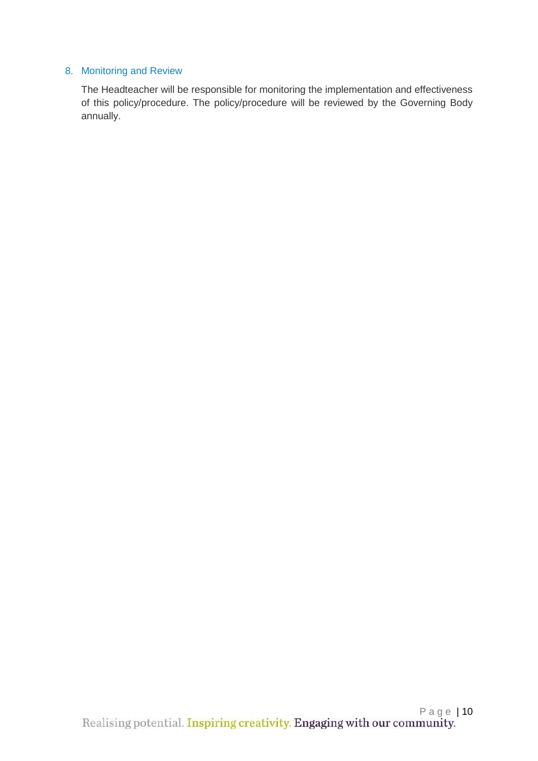## 8. Monitoring and Review

The Headteacher will be responsible for monitoring the implementation and effectiveness of this policy/procedure. The policy/procedure will be reviewed by the Governing Body annually.